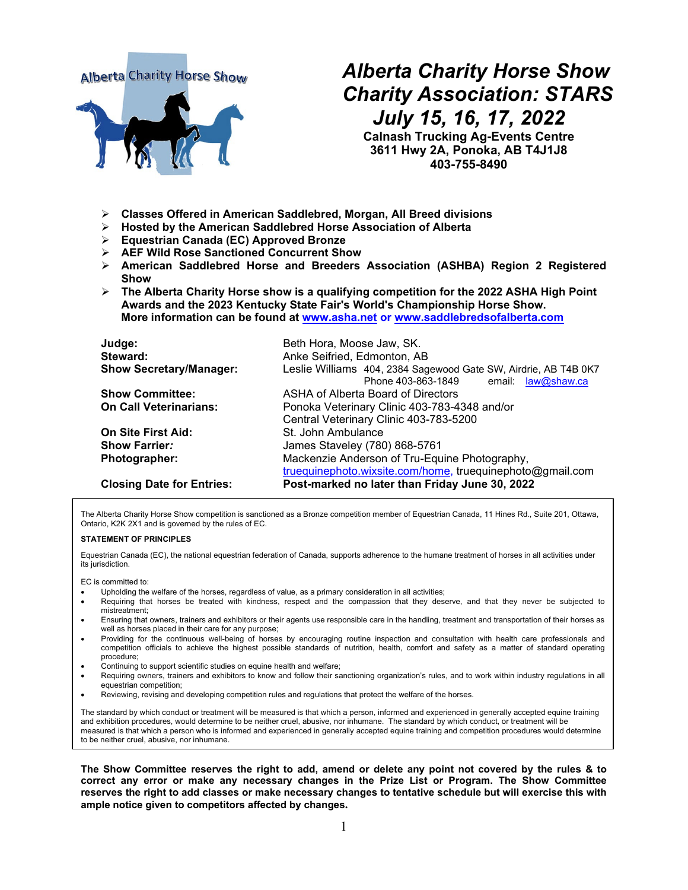# Alberta Charity Horse Show

# Charity Association: STARS

# July 15, 16, 17, 2022

**Calnash Trucking Ag-Events Centre**
**3611 Hwy 2A, Ponoka, AB T4J1J8**
**403-755-8490**

- **Classes Offered in American Saddlebred, Morgan, All Breed divisions**
- **Hosted by the American Saddlebred Horse Association of Alberta**
- **Equestrian Canada (EC) Approved Bronze**
- **AEF Wild Rose Sanctioned Concurrent Show**
- **American Saddlebred Horse and Breeders Association (ASHBA) Region 2 Registered Show**
- **The Alberta Charity Horse show is a qualifying competition for the 2022 ASHA High Point Awards and the 2023 Kentucky State Fair's World's Championship Horse Show. More information can be found at www.asha.net or www.saddlebredsofalberta.com**

| | |
|---|---|
| **Judge:** | Beth Hora, Moose Jaw, SK. |
| **Steward:** | Anke Seifried, Edmonton, AB |
| **Show Secretary/Manager:** | Leslie Williams 404, 2384 Sagewood Gate SW, Airdrie, AB T4B 0K7 Phone 403-863-1849 email: law@shaw.ca |
| **Show Committee:** | ASHA of Alberta Board of Directors |
| **On Call Veterinarians:** | Ponoka Veterinary Clinic 403-783-4348 and/or Central Veterinary Clinic 403-783-5200 |
| **On Site First Aid:** | St. John Ambulance |
| **Show Farrier:** | James Staveley (780) 868-5761 |
| **Photographer:** | Mackenzie Anderson of Tru-Equine Photography, truequinephoto.wixsite.com/home, truequinephoto@gmail.com |
| **Closing Date for Entries:** | **Post-marked no later than Friday June 30, 2022** |

The Alberta Charity Horse Show competition is sanctioned as a Bronze competition member of Equestrian Canada, 11 Hines Rd., Suite 201, Ottawa, Ontario, K2K 2X1 and is governed by the rules of EC.

**STATEMENT OF PRINCIPLES**

Equestrian Canada (EC), the national equestrian federation of Canada, supports adherence to the humane treatment of horses in all activities under its jurisdiction.

EC is committed to:

- Upholding the welfare of the horses, regardless of value, as a primary consideration in all activities;
- Requiring that horses be treated with kindness, respect and the compassion that they deserve, and that they never be subjected to mistreatment;
- Ensuring that owners, trainers and exhibitors or their agents use responsible care in the handling, treatment and transportation of their horses as well as horses placed in their care for any purpose;
- Providing for the continuous well-being of horses by encouraging routine inspection and consultation with health care professionals and competition officials to achieve the highest possible standards of nutrition, health, comfort and safety as a matter of standard operating procedure;
- Continuing to support scientific studies on equine health and welfare;
- Requiring owners, trainers and exhibitors to know and follow their sanctioning organization's rules, and to work within industry regulations in all equestrian competition;
- Reviewing, revising and developing competition rules and regulations that protect the welfare of the horses.

The standard by which conduct or treatment will be measured is that which a person, informed and experienced in generally accepted equine training and exhibition procedures, would determine to be neither cruel, abusive, nor inhumane. The standard by which conduct, or treatment will be measured is that which a person who is informed and experienced in generally accepted equine training and competition procedures would determine to be neither cruel, abusive, nor inhumane.

**The Show Committee reserves the right to add, amend or delete any point not covered by the rules & to correct any error or make any necessary changes in the Prize List or Program. The Show Committee reserves the right to add classes or make necessary changes to tentative schedule but will exercise this with ample notice given to competitors affected by changes.**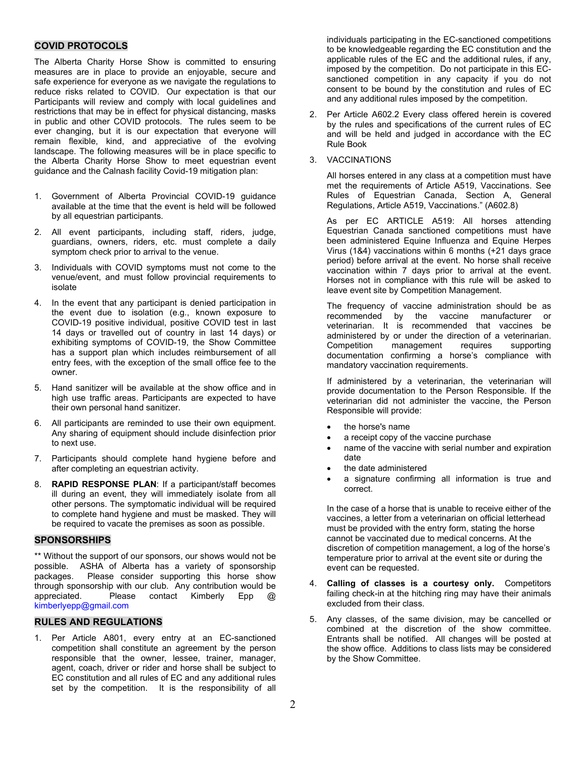## COVID PROTOCOLS

The Alberta Charity Horse Show is committed to ensuring measures are in place to provide an enjoyable, secure and safe experience for everyone as we navigate the regulations to reduce risks related to COVID. Our expectation is that our Participants will review and comply with local guidelines and restrictions that may be in effect for physical distancing, masks in public and other COVID protocols. The rules seem to be ever changing, but it is our expectation that everyone will remain flexible, kind, and appreciative of the evolving landscape. The following measures will be in place specific to the Alberta Charity Horse Show to meet equestrian event guidance and the Calnash facility Covid-19 mitigation plan:

1. Government of Alberta Provincial COVID-19 guidance available at the time that the event is held will be followed by all equestrian participants.
2. All event participants, including staff, riders, judge, guardians, owners, riders, etc. must complete a daily symptom check prior to arrival to the venue.
3. Individuals with COVID symptoms must not come to the venue/event, and must follow provincial requirements to isolate
4. In the event that any participant is denied participation in the event due to isolation (e.g., known exposure to COVID-19 positive individual, positive COVID test in last 14 days or travelled out of country in last 14 days) or exhibiting symptoms of COVID-19, the Show Committee has a support plan which includes reimbursement of all entry fees, with the exception of the small office fee to the owner.
5. Hand sanitizer will be available at the show office and in high use traffic areas. Participants are expected to have their own personal hand sanitizer.
6. All participants are reminded to use their own equipment. Any sharing of equipment should include disinfection prior to next use.
7. Participants should complete hand hygiene before and after completing an equestrian activity.
8. **RAPID RESPONSE PLAN**: If a participant/staff becomes ill during an event, they will immediately isolate from all other persons. The symptomatic individual will be required to complete hand hygiene and must be masked. They will be required to vacate the premises as soon as possible.

## SPONSORSHIPS

** Without the support of our sponsors, our shows would not be possible. ASHA of Alberta has a variety of sponsorship packages. Please consider supporting this horse show through sponsorship with our club. Any contribution would be appreciated. Please contact Kimberly Epp @ kimberlyepp@gmail.com

## RULES AND REGULATIONS

1. Per Article A801, every entry at an EC-sanctioned competition shall constitute an agreement by the person responsible that the owner, lessee, trainer, manager, agent, coach, driver or rider and horse shall be subject to EC constitution and all rules of EC and any additional rules set by the competition. It is the responsibility of all individuals participating in the EC-sanctioned competitions to be knowledgeable regarding the EC constitution and the applicable rules of the EC and the additional rules, if any, imposed by the competition. Do not participate in this EC-sanctioned competition in any capacity if you do not consent to be bound by the constitution and rules of EC and any additional rules imposed by the competition.
2. Per Article A602.2 Every class offered herein is covered by the rules and specifications of the current rules of EC and will be held and judged in accordance with the EC Rule Book
3. VACCINATIONS

   All horses entered in any class at a competition must have met the requirements of Article A519, Vaccinations. See Rules of Equestrian Canada, Section A, General Regulations, Article A519, Vaccinations." (A602.8)

   As per EC ARTICLE A519: All horses attending Equestrian Canada sanctioned competitions must have been administered Equine Influenza and Equine Herpes Virus (1&4) vaccinations within 6 months (+21 days grace period) before arrival at the event. No horse shall receive vaccination within 7 days prior to arrival at the event. Horses not in compliance with this rule will be asked to leave event site by Competition Management.

   The frequency of vaccine administration should be as recommended by the vaccine manufacturer or veterinarian. It is recommended that vaccines be administered by or under the direction of a veterinarian. Competition management requires supporting documentation confirming a horse's compliance with mandatory vaccination requirements.

   If administered by a veterinarian, the veterinarian will provide documentation to the Person Responsible. If the veterinarian did not administer the vaccine, the Person Responsible will provide:

   - the horse's name
   - a receipt copy of the vaccine purchase
   - name of the vaccine with serial number and expiration date
   - the date administered
   - a signature confirming all information is true and correct.

   In the case of a horse that is unable to receive either of the vaccines, a letter from a veterinarian on official letterhead must be provided with the entry form, stating the horse cannot be vaccinated due to medical concerns. At the discretion of competition management, a log of the horse's temperature prior to arrival at the event site or during the event can be requested.
4. **Calling of classes is a courtesy only.** Competitors failing check-in at the hitching ring may have their animals excluded from their class.
5. Any classes, of the same division, may be cancelled or combined at the discretion of the show committee. Entrants shall be notified. All changes will be posted at the show office. Additions to class lists may be considered by the Show Committee.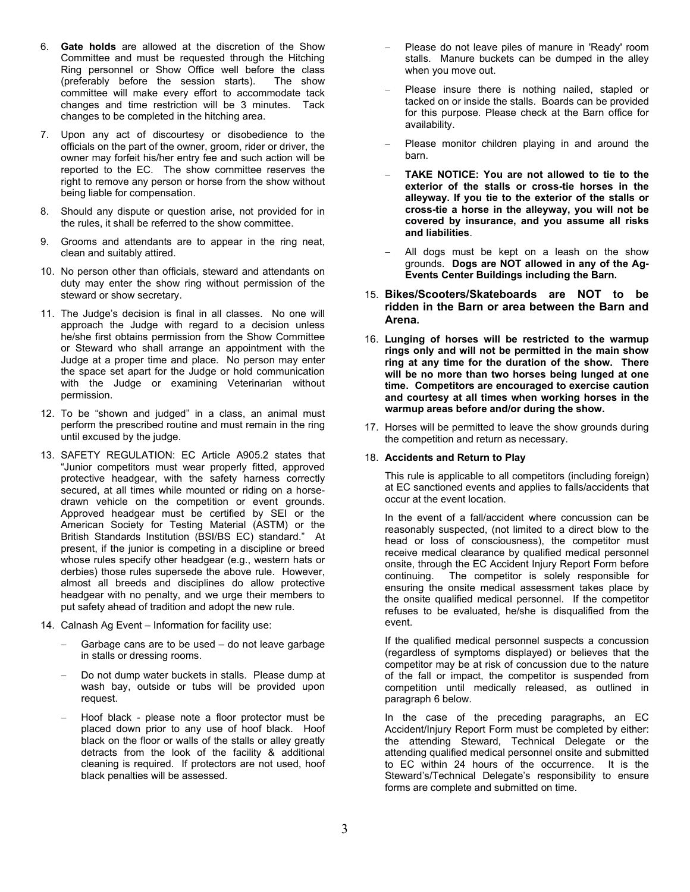6. **Gate holds** are allowed at the discretion of the Show Committee and must be requested through the Hitching Ring personnel or Show Office well before the class (preferably before the session starts). The show committee will make every effort to accommodate tack changes and time restriction will be 3 minutes. Tack changes to be completed in the hitching area.

7. Upon any act of discourtesy or disobedience to the officials on the part of the owner, groom, rider or driver, the owner may forfeit his/her entry fee and such action will be reported to the EC. The show committee reserves the right to remove any person or horse from the show without being liable for compensation.

8. Should any dispute or question arise, not provided for in the rules, it shall be referred to the show committee.

9. Grooms and attendants are to appear in the ring neat, clean and suitably attired.

10. No person other than officials, steward and attendants on duty may enter the show ring without permission of the steward or show secretary.

11. The Judge's decision is final in all classes. No one will approach the Judge with regard to a decision unless he/she first obtains permission from the Show Committee or Steward who shall arrange an appointment with the Judge at a proper time and place. No person may enter the space set apart for the Judge or hold communication with the Judge or examining Veterinarian without permission.

12. To be "shown and judged" in a class, an animal must perform the prescribed routine and must remain in the ring until excused by the judge.

13. SAFETY REGULATION: EC Article A905.2 states that "Junior competitors must wear properly fitted, approved protective headgear, with the safety harness correctly secured, at all times while mounted or riding on a horse-drawn vehicle on the competition or event grounds. Approved headgear must be certified by SEI or the American Society for Testing Material (ASTM) or the British Standards Institution (BSI/BS EC) standard." At present, if the junior is competing in a discipline or breed whose rules specify other headgear (e.g., western hats or derbies) those rules supersede the above rule. However, almost all breeds and disciplines do allow protective headgear with no penalty, and we urge their members to put safety ahead of tradition and adopt the new rule.

14. Calnash Ag Event – Information for facility use:

    - Garbage cans are to be used – do not leave garbage in stalls or dressing rooms.
    - Do not dump water buckets in stalls. Please dump at wash bay, outside or tubs will be provided upon request.
    - Hoof black - please note a floor protector must be placed down prior to any use of hoof black. Hoof black on the floor or walls of the stalls or alley greatly detracts from the look of the facility & additional cleaning is required. If protectors are not used, hoof black penalties will be assessed.
    - Please do not leave piles of manure in 'Ready' room stalls. Manure buckets can be dumped in the alley when you move out.
    - Please insure there is nothing nailed, stapled or tacked on or inside the stalls. Boards can be provided for this purpose. Please check at the Barn office for availability.
    - Please monitor children playing in and around the barn.
    - **TAKE NOTICE: You are not allowed to tie to the exterior of the stalls or cross-tie horses in the alleyway. If you tie to the exterior of the stalls or cross-tie a horse in the alleyway, you will not be covered by insurance, and you assume all risks and liabilities**.
    - All dogs must be kept on a leash on the show grounds. **Dogs are NOT allowed in any of the Ag-Events Center Buildings including the Barn.**

15. **Bikes/Scooters/Skateboards are NOT to be ridden in the Barn or area between the Barn and Arena.**

16. **Lunging of horses will be restricted to the warmup rings only and will not be permitted in the main show ring at any time for the duration of the show. There will be no more than two horses being lunged at one time. Competitors are encouraged to exercise caution and courtesy at all times when working horses in the warmup areas before and/or during the show.**

17. Horses will be permitted to leave the show grounds during the competition and return as necessary.

18. **Accidents and Return to Play**

    This rule is applicable to all competitors (including foreign) at EC sanctioned events and applies to falls/accidents that occur at the event location.

    In the event of a fall/accident where concussion can be reasonably suspected, (not limited to a direct blow to the head or loss of consciousness), the competitor must receive medical clearance by qualified medical personnel onsite, through the EC Accident Injury Report Form before continuing. The competitor is solely responsible for ensuring the onsite medical assessment takes place by the onsite qualified medical personnel. If the competitor refuses to be evaluated, he/she is disqualified from the event.

    If the qualified medical personnel suspects a concussion (regardless of symptoms displayed) or believes that the competitor may be at risk of concussion due to the nature of the fall or impact, the competitor is suspended from competition until medically released, as outlined in paragraph 6 below.

    In the case of the preceding paragraphs, an EC Accident/Injury Report Form must be completed by either: the attending Steward, Technical Delegate or the attending qualified medical personnel onsite and submitted to EC within 24 hours of the occurrence. It is the Steward's/Technical Delegate's responsibility to ensure forms are complete and submitted on time.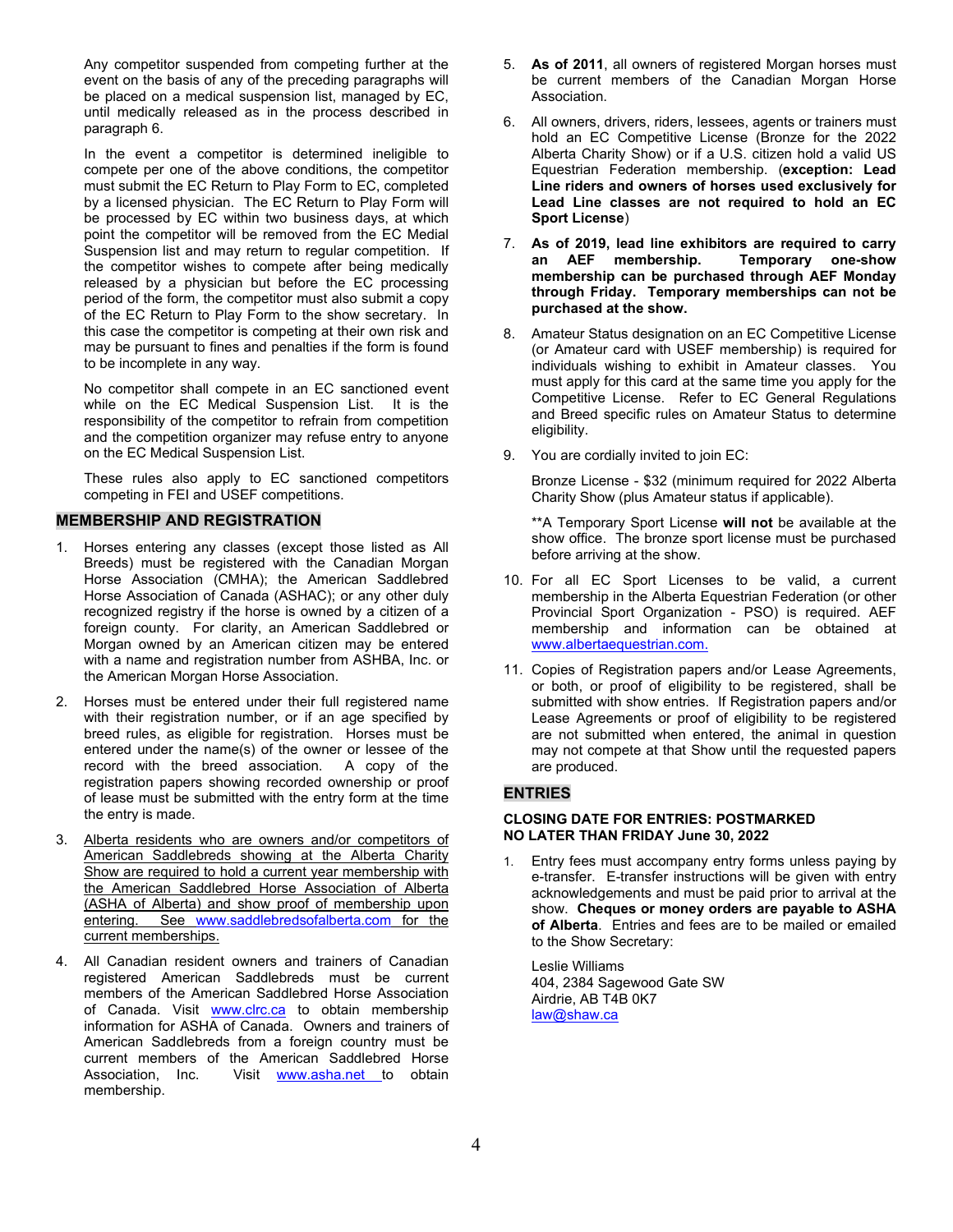Any competitor suspended from competing further at the event on the basis of any of the preceding paragraphs will be placed on a medical suspension list, managed by EC, until medically released as in the process described in paragraph 6.

In the event a competitor is determined ineligible to compete per one of the above conditions, the competitor must submit the EC Return to Play Form to EC, completed by a licensed physician. The EC Return to Play Form will be processed by EC within two business days, at which point the competitor will be removed from the EC Medial Suspension list and may return to regular competition. If the competitor wishes to compete after being medically released by a physician but before the EC processing period of the form, the competitor must also submit a copy of the EC Return to Play Form to the show secretary. In this case the competitor is competing at their own risk and may be pursuant to fines and penalties if the form is found to be incomplete in any way.

No competitor shall compete in an EC sanctioned event while on the EC Medical Suspension List. It is the responsibility of the competitor to refrain from competition and the competition organizer may refuse entry to anyone on the EC Medical Suspension List.

These rules also apply to EC sanctioned competitors competing in FEI and USEF competitions.

## MEMBERSHIP AND REGISTRATION

1. Horses entering any classes (except those listed as All Breeds) must be registered with the Canadian Morgan Horse Association (CMHA); the American Saddlebred Horse Association of Canada (ASHAC); or any other duly recognized registry if the horse is owned by a citizen of a foreign county. For clarity, an American Saddlebred or Morgan owned by an American citizen may be entered with a name and registration number from ASHBA, Inc. or the American Morgan Horse Association.

2. Horses must be entered under their full registered name with their registration number, or if an age specified by breed rules, as eligible for registration. Horses must be entered under the name(s) of the owner or lessee of the record with the breed association. A copy of the registration papers showing recorded ownership or proof of lease must be submitted with the entry form at the time the entry is made.

3. <u>Alberta residents who are owners and/or competitors of American Saddlebreds showing at the Alberta Charity Show are required to hold a current year membership with the American Saddlebred Horse Association of Alberta (ASHA of Alberta) and show proof of membership upon entering. See www.saddlebredsofalberta.com for the current memberships.</u>

4. All Canadian resident owners and trainers of Canadian registered American Saddlebreds must be current members of the American Saddlebred Horse Association of Canada. Visit www.clrc.ca to obtain membership information for ASHA of Canada. Owners and trainers of American Saddlebreds from a foreign country must be current members of the American Saddlebred Horse Association, Inc. Visit www.asha.net to obtain membership.

5. **As of 2011**, all owners of registered Morgan horses must be current members of the Canadian Morgan Horse Association.

6. All owners, drivers, riders, lessees, agents or trainers must hold an EC Competitive License (Bronze for the 2022 Alberta Charity Show) or if a U.S. citizen hold a valid US Equestrian Federation membership. (**exception: Lead Line riders and owners of horses used exclusively for Lead Line classes are not required to hold an EC Sport License**)

7. **As of 2019, lead line exhibitors are required to carry an AEF membership. Temporary one-show membership can be purchased through AEF Monday through Friday. Temporary memberships can not be purchased at the show.**

8. Amateur Status designation on an EC Competitive License (or Amateur card with USEF membership) is required for individuals wishing to exhibit in Amateur classes. You must apply for this card at the same time you apply for the Competitive License. Refer to EC General Regulations and Breed specific rules on Amateur Status to determine eligibility.

9. You are cordially invited to join EC:

   Bronze License - $32 (minimum required for 2022 Alberta Charity Show (plus Amateur status if applicable).

   **A Temporary Sport License **will not** be available at the show office. The bronze sport license must be purchased before arriving at the show.

10. For all EC Sport Licenses to be valid, a current membership in the Alberta Equestrian Federation (or other Provincial Sport Organization - PSO) is required. AEF membership and information can be obtained at www.albertaequestrian.com.

11. Copies of Registration papers and/or Lease Agreements, or both, or proof of eligibility to be registered, shall be submitted with show entries. If Registration papers and/or Lease Agreements or proof of eligibility to be registered are not submitted when entered, the animal in question may not compete at that Show until the requested papers are produced.

## ENTRIES

**CLOSING DATE FOR ENTRIES: POSTMARKED NO LATER THAN FRIDAY June 30, 2022**

1. Entry fees must accompany entry forms unless paying by e-transfer. E-transfer instructions will be given with entry acknowledgements and must be paid prior to arrival at the show. **Cheques or money orders are payable to ASHA of Alberta**. Entries and fees are to be mailed or emailed to the Show Secretary:

   Leslie Williams
   404, 2384 Sagewood Gate SW
   Airdrie, AB T4B 0K7
   law@shaw.ca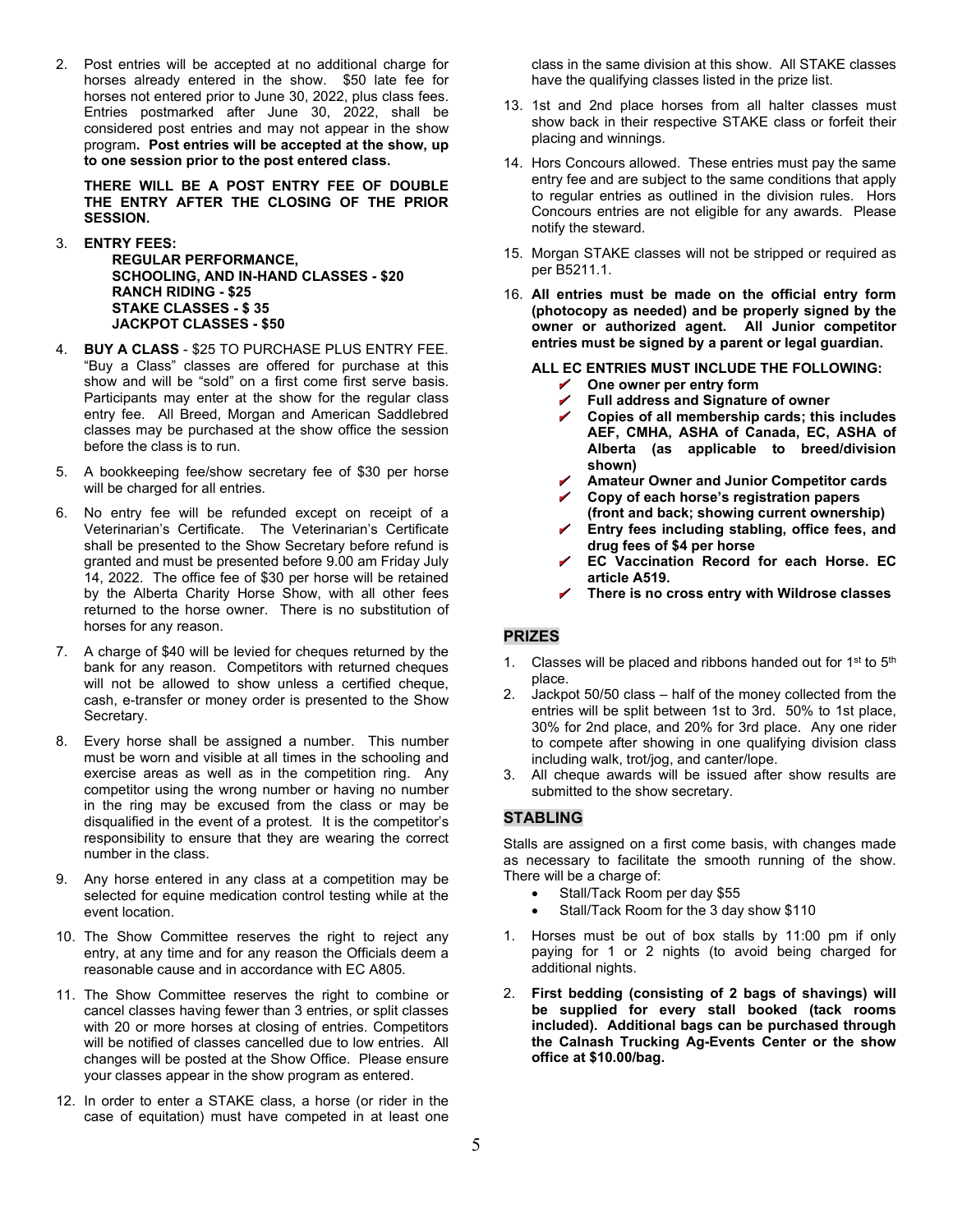2. Post entries will be accepted at no additional charge for horses already entered in the show. $50 late fee for horses not entered prior to June 30, 2022, plus class fees. Entries postmarked after June 30, 2022, shall be considered post entries and may not appear in the show program**. Post entries will be accepted at the show, up to one session prior to the post entered class.**

   **THERE WILL BE A POST ENTRY FEE OF DOUBLE THE ENTRY AFTER THE CLOSING OF THE PRIOR SESSION.**

3. **ENTRY FEES:**
   **REGULAR PERFORMANCE,**
   **SCHOOLING, AND IN-HAND CLASSES - $20**
   **RANCH RIDING - $25**
   **STAKE CLASSES - $ 35**
   **JACKPOT CLASSES - $50**

4. **BUY A CLASS** - $25 TO PURCHASE PLUS ENTRY FEE. "Buy a Class" classes are offered for purchase at this show and will be "sold" on a first come first serve basis. Participants may enter at the show for the regular class entry fee. All Breed, Morgan and American Saddlebred classes may be purchased at the show office the session before the class is to run.

5. A bookkeeping fee/show secretary fee of $30 per horse will be charged for all entries.

6. No entry fee will be refunded except on receipt of a Veterinarian's Certificate. The Veterinarian's Certificate shall be presented to the Show Secretary before refund is granted and must be presented before 9.00 am Friday July 14, 2022. The office fee of $30 per horse will be retained by the Alberta Charity Horse Show, with all other fees returned to the horse owner. There is no substitution of horses for any reason.

7. A charge of $40 will be levied for cheques returned by the bank for any reason. Competitors with returned cheques will not be allowed to show unless a certified cheque, cash, e-transfer or money order is presented to the Show Secretary.

8. Every horse shall be assigned a number. This number must be worn and visible at all times in the schooling and exercise areas as well as in the competition ring. Any competitor using the wrong number or having no number in the ring may be excused from the class or may be disqualified in the event of a protest. It is the competitor's responsibility to ensure that they are wearing the correct number in the class.

9. Any horse entered in any class at a competition may be selected for equine medication control testing while at the event location.

10. The Show Committee reserves the right to reject any entry, at any time and for any reason the Officials deem a reasonable cause and in accordance with EC A805.

11. The Show Committee reserves the right to combine or cancel classes having fewer than 3 entries, or split classes with 20 or more horses at closing of entries. Competitors will be notified of classes cancelled due to low entries. All changes will be posted at the Show Office. Please ensure your classes appear in the show program as entered.

12. In order to enter a STAKE class, a horse (or rider in the case of equitation) must have competed in at least one class in the same division at this show. All STAKE classes have the qualifying classes listed in the prize list.

13. 1st and 2nd place horses from all halter classes must show back in their respective STAKE class or forfeit their placing and winnings.

14. Hors Concours allowed. These entries must pay the same entry fee and are subject to the same conditions that apply to regular entries as outlined in the division rules. Hors Concours entries are not eligible for any awards. Please notify the steward.

15. Morgan STAKE classes will not be stripped or required as per B5211.1.

16. **All entries must be made on the official entry form (photocopy as needed) and be properly signed by the owner or authorized agent. All Junior competitor entries must be signed by a parent or legal guardian.**

    **ALL EC ENTRIES MUST INCLUDE THE FOLLOWING:**
    - ✔ **One owner per entry form**
    - ✔ **Full address and Signature of owner**
    - ✔ **Copies of all membership cards; this includes AEF, CMHA, ASHA of Canada, EC, ASHA of Alberta (as applicable to breed/division shown)**
    - ✔ **Amateur Owner and Junior Competitor cards**
    - ✔ **Copy of each horse's registration papers (front and back; showing current ownership)**
    - ✔ **Entry fees including stabling, office fees, and drug fees of $4 per horse**
    - ✔ **EC Vaccination Record for each Horse. EC article A519.**
    - ✔ **There is no cross entry with Wildrose classes**

## PRIZES

1. Classes will be placed and ribbons handed out for 1st to 5th place.
2. Jackpot 50/50 class – half of the money collected from the entries will be split between 1st to 3rd. 50% to 1st place, 30% for 2nd place, and 20% for 3rd place. Any one rider to compete after showing in one qualifying division class including walk, trot/jog, and canter/lope.
3. All cheque awards will be issued after show results are submitted to the show secretary.

## STABLING

Stalls are assigned on a first come basis, with changes made as necessary to facilitate the smooth running of the show. There will be a charge of:

- Stall/Tack Room per day $55
- Stall/Tack Room for the 3 day show $110

1. Horses must be out of box stalls by 11:00 pm if only paying for 1 or 2 nights (to avoid being charged for additional nights.
2. **First bedding (consisting of 2 bags of shavings) will be supplied for every stall booked (tack rooms included). Additional bags can be purchased through the Calnash Trucking Ag-Events Center or the show office at $10.00/bag.**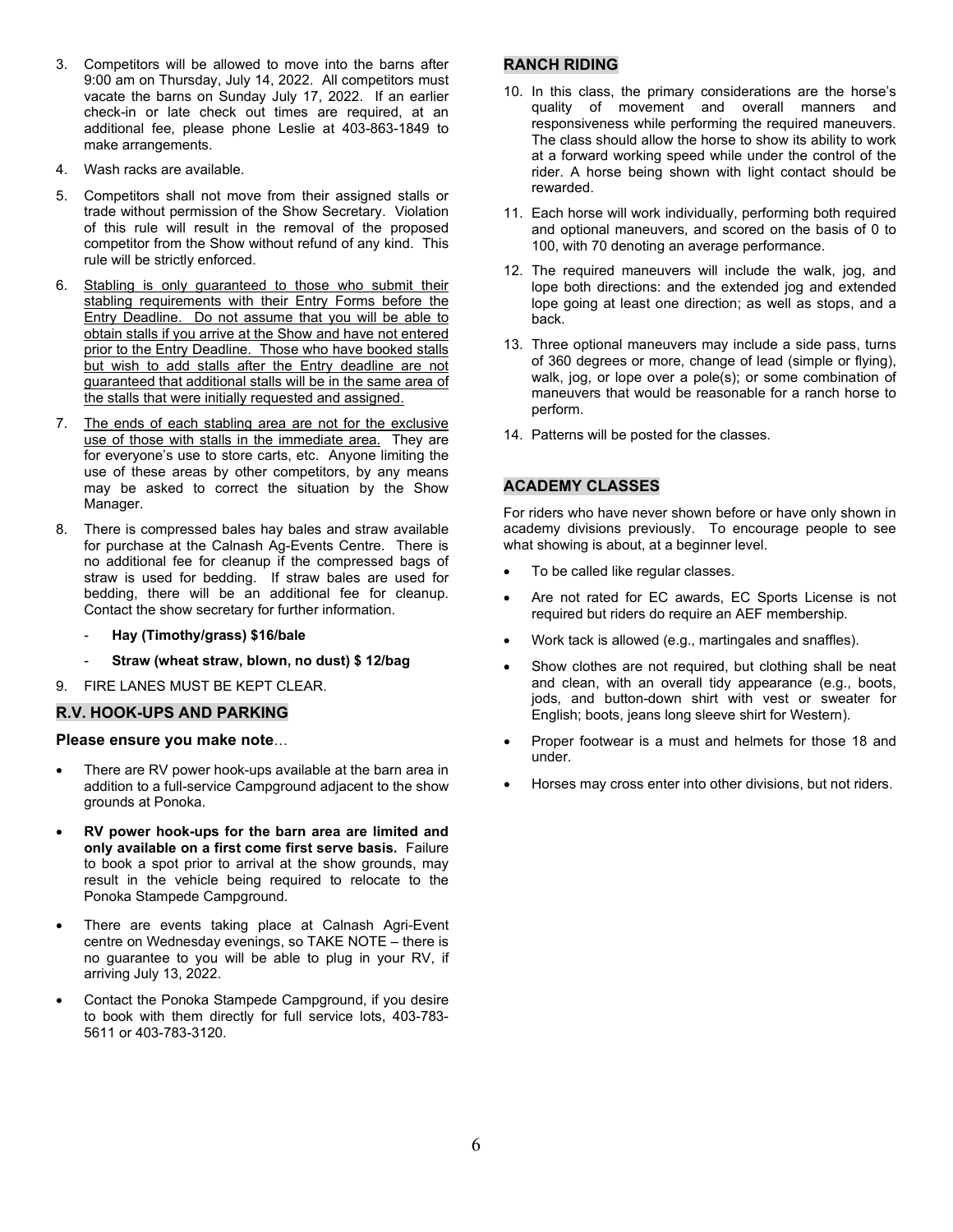3. Competitors will be allowed to move into the barns after 9:00 am on Thursday, July 14, 2022. All competitors must vacate the barns on Sunday July 17, 2022. If an earlier check-in or late check out times are required, at an additional fee, please phone Leslie at 403-863-1849 to make arrangements.

4. Wash racks are available.

5. Competitors shall not move from their assigned stalls or trade without permission of the Show Secretary. Violation of this rule will result in the removal of the proposed competitor from the Show without refund of any kind. This rule will be strictly enforced.

6. Stabling is only guaranteed to those who submit their stabling requirements with their Entry Forms before the Entry Deadline. Do not assume that you will be able to obtain stalls if you arrive at the Show and have not entered prior to the Entry Deadline. Those who have booked stalls but wish to add stalls after the Entry deadline are not guaranteed that additional stalls will be in the same area of the stalls that were initially requested and assigned.

7. The ends of each stabling area are not for the exclusive use of those with stalls in the immediate area. They are for everyone's use to store carts, etc. Anyone limiting the use of these areas by other competitors, by any means may be asked to correct the situation by the Show Manager.

8. There is compressed bales hay bales and straw available for purchase at the Calnash Ag-Events Centre. There is no additional fee for cleanup if the compressed bags of straw is used for bedding. If straw bales are used for bedding, there will be an additional fee for cleanup. Contact the show secretary for further information.

   - **Hay (Timothy/grass) $16/bale**
   - **Straw (wheat straw, blown, no dust) $ 12/bag**

9. FIRE LANES MUST BE KEPT CLEAR.

## R.V. HOOK-UPS AND PARKING

**Please ensure you make note**…

- There are RV power hook-ups available at the barn area in addition to a full-service Campground adjacent to the show grounds at Ponoka.
- **RV power hook-ups for the barn area are limited and only available on a first come first serve basis.** Failure to book a spot prior to arrival at the show grounds, may result in the vehicle being required to relocate to the Ponoka Stampede Campground.
- There are events taking place at Calnash Agri-Event centre on Wednesday evenings, so TAKE NOTE – there is no guarantee to you will be able to plug in your RV, if arriving July 13, 2022.
- Contact the Ponoka Stampede Campground, if you desire to book with them directly for full service lots, 403-783-5611 or 403-783-3120.

## RANCH RIDING

10. In this class, the primary considerations are the horse's quality of movement and overall manners and responsiveness while performing the required maneuvers. The class should allow the horse to show its ability to work at a forward working speed while under the control of the rider. A horse being shown with light contact should be rewarded.

11. Each horse will work individually, performing both required and optional maneuvers, and scored on the basis of 0 to 100, with 70 denoting an average performance.

12. The required maneuvers will include the walk, jog, and lope both directions: and the extended jog and extended lope going at least one direction; as well as stops, and a back.

13. Three optional maneuvers may include a side pass, turns of 360 degrees or more, change of lead (simple or flying), walk, jog, or lope over a pole(s); or some combination of maneuvers that would be reasonable for a ranch horse to perform.

14. Patterns will be posted for the classes.

## ACADEMY CLASSES

For riders who have never shown before or have only shown in academy divisions previously. To encourage people to see what showing is about, at a beginner level.

- To be called like regular classes.
- Are not rated for EC awards, EC Sports License is not required but riders do require an AEF membership.
- Work tack is allowed (e.g., martingales and snaffles).
- Show clothes are not required, but clothing shall be neat and clean, with an overall tidy appearance (e.g., boots, jods, and button-down shirt with vest or sweater for English; boots, jeans long sleeve shirt for Western).
- Proper footwear is a must and helmets for those 18 and under.
- Horses may cross enter into other divisions, but not riders.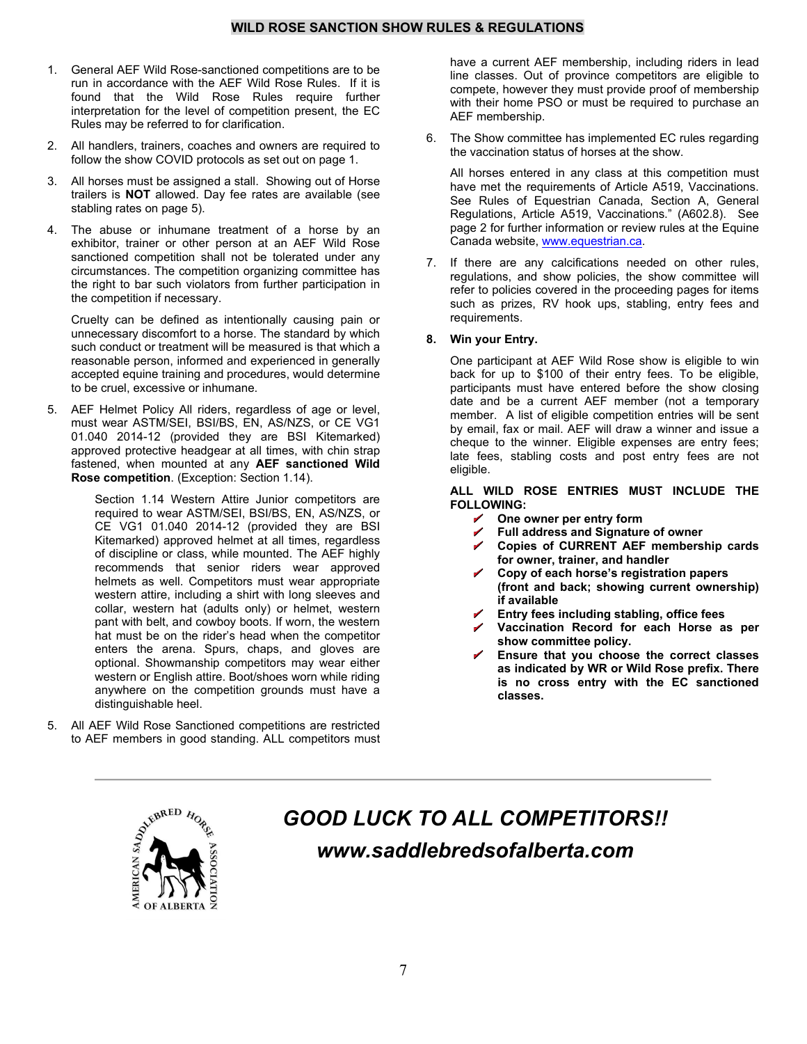# WILD ROSE SANCTION SHOW RULES & REGULATIONS

1. General AEF Wild Rose-sanctioned competitions are to be run in accordance with the AEF Wild Rose Rules. If it is found that the Wild Rose Rules require further interpretation for the level of competition present, the EC Rules may be referred to for clarification.

2. All handlers, trainers, coaches and owners are required to follow the show COVID protocols as set out on page 1.

3. All horses must be assigned a stall. Showing out of Horse trailers is **NOT** allowed. Day fee rates are available (see stabling rates on page 5).

4. The abuse or inhumane treatment of a horse by an exhibitor, trainer or other person at an AEF Wild Rose sanctioned competition shall not be tolerated under any circumstances. The competition organizing committee has the right to bar such violators from further participation in the competition if necessary.

   Cruelty can be defined as intentionally causing pain or unnecessary discomfort to a horse. The standard by which such conduct or treatment will be measured is that which a reasonable person, informed and experienced in generally accepted equine training and procedures, would determine to be cruel, excessive or inhumane.

5. AEF Helmet Policy All riders, regardless of age or level, must wear ASTM/SEI, BSI/BS, EN, AS/NZS, or CE VG1 01.040 2014-12 (provided they are BSI Kitemarked) approved protective headgear at all times, with chin strap fastened, when mounted at any **AEF sanctioned Wild Rose competition**. (Exception: Section 1.14).

   Section 1.14 Western Attire Junior competitors are required to wear ASTM/SEI, BSI/BS, EN, AS/NZS, or CE VG1 01.040 2014-12 (provided they are BSI Kitemarked) approved helmet at all times, regardless of discipline or class, while mounted. The AEF highly recommends that senior riders wear approved helmets as well. Competitors must wear appropriate western attire, including a shirt with long sleeves and collar, western hat (adults only) or helmet, western pant with belt, and cowboy boots. If worn, the western hat must be on the rider's head when the competitor enters the arena. Spurs, chaps, and gloves are optional. Showmanship competitors may wear either western or English attire. Boot/shoes worn while riding anywhere on the competition grounds must have a distinguishable heel.

5. All AEF Wild Rose Sanctioned competitions are restricted to AEF members in good standing. ALL competitors must have a current AEF membership, including riders in lead line classes. Out of province competitors are eligible to compete, however they must provide proof of membership with their home PSO or must be required to purchase an AEF membership.

6. The Show committee has implemented EC rules regarding the vaccination status of horses at the show.

   All horses entered in any class at this competition must have met the requirements of Article A519, Vaccinations. See Rules of Equestrian Canada, Section A, General Regulations, Article A519, Vaccinations." (A602.8). See page 2 for further information or review rules at the Equine Canada website, www.equestrian.ca.

7. If there are any calcifications needed on other rules, regulations, and show policies, the show committee will refer to policies covered in the proceeding pages for items such as prizes, RV hook ups, stabling, entry fees and requirements.

8. **Win your Entry.**

   One participant at AEF Wild Rose show is eligible to win back for up to $100 of their entry fees. To be eligible, participants must have entered before the show closing date and be a current AEF member (not a temporary member. A list of eligible competition entries will be sent by email, fax or mail. AEF will draw a winner and issue a cheque to the winner. Eligible expenses are entry fees; late fees, stabling costs and post entry fees are not eligible.

**ALL WILD ROSE ENTRIES MUST INCLUDE THE FOLLOWING:**

- ✔ **One owner per entry form**
- ✔ **Full address and Signature of owner**
- ✔ **Copies of CURRENT AEF membership cards for owner, trainer, and handler**
- ✔ **Copy of each horse's registration papers (front and back; showing current ownership) if available**
- ✔ **Entry fees including stabling, office fees**
- ✔ **Vaccination Record for each Horse as per show committee policy.**
- ✔ **Ensure that you choose the correct classes as indicated by WR or Wild Rose prefix. There is no cross entry with the EC sanctioned classes.**

AMERICAN SADDLEBRED HORSE ASSOCIATION OF ALBERTA

## *GOOD LUCK TO ALL COMPETITORS!!*

## *www.saddlebredsofalberta.com*